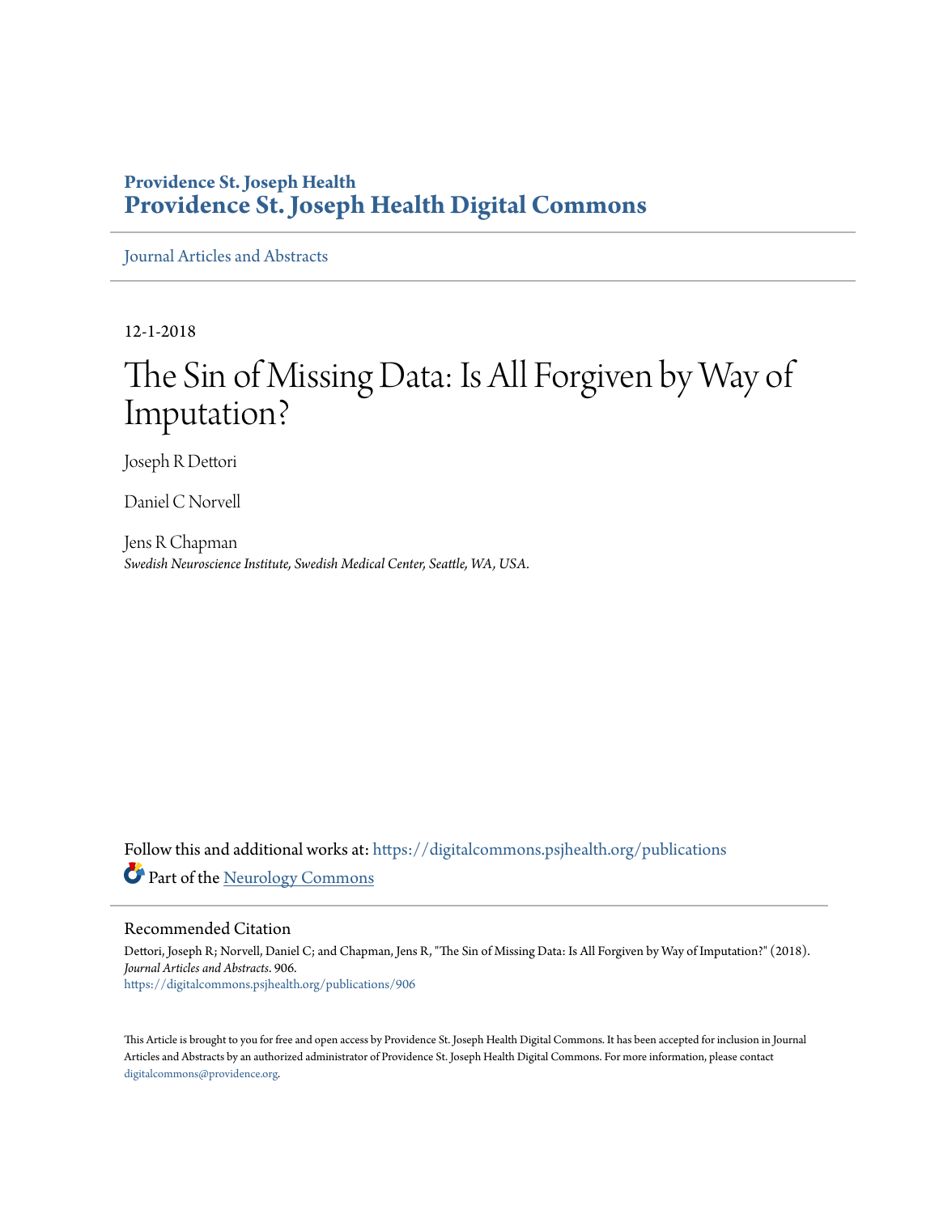**Providence St. Joseph Health**
**Providence St. Joseph Health Digital Commons**

Journal Articles and Abstracts

12-1-2018

# The Sin of Missing Data: Is All Forgiven by Way of Imputation?

Joseph R Dettori

Daniel C Norvell

Jens R Chapman
*Swedish Neuroscience Institute, Swedish Medical Center, Seattle, WA, USA.*

Follow this and additional works at: https://digitalcommons.psjhealth.org/publications

Part of the Neurology Commons

## Recommended Citation

Dettori, Joseph R; Norvell, Daniel C; and Chapman, Jens R, "The Sin of Missing Data: Is All Forgiven by Way of Imputation?" (2018). *Journal Articles and Abstracts*. 906.
https://digitalcommons.psjhealth.org/publications/906

This Article is brought to you for free and open access by Providence St. Joseph Health Digital Commons. It has been accepted for inclusion in Journal Articles and Abstracts by an authorized administrator of Providence St. Joseph Health Digital Commons. For more information, please contact digitalcommons@providence.org.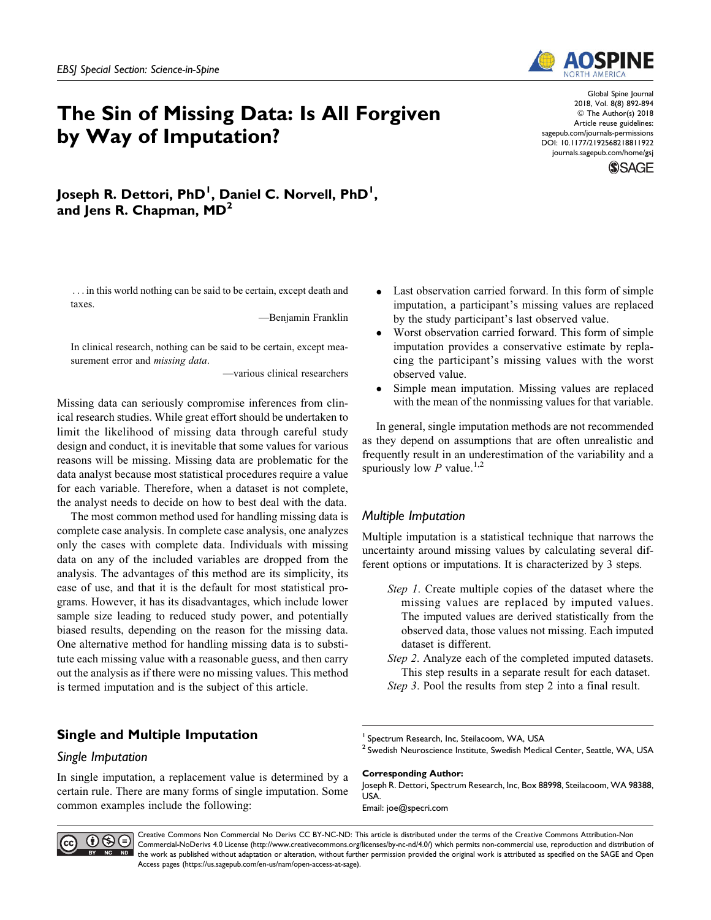# The Sin of Missing Data: Is All Forgiven by Way of Imputation?

**Joseph R. Dettori, PhD[1], Daniel C. Norvell, PhD[1], and Jens R. Chapman, MD[2]**

[1] Spectrum Research, Inc, Steilacoom, WA, USA
[2] Swedish Neuroscience Institute, Swedish Medical Center, Seattle, WA, USA

**Corresponding Author:**
Joseph R. Dettori, Spectrum Research, Inc, Box 88998, Steilacoom, WA 98388, USA.
Email: joe@specri.com

> . . . in this world nothing can be said to be certain, except death and taxes.
>
> —Benjamin Franklin

> In clinical research, nothing can be said to be certain, except measurement error and *missing data*.
>
> —various clinical researchers

Missing data can seriously compromise inferences from clinical research studies. While great effort should be undertaken to limit the likelihood of missing data through careful study design and conduct, it is inevitable that some values for various reasons will be missing. Missing data are problematic for the data analyst because most statistical procedures require a value for each variable. Therefore, when a dataset is not complete, the analyst needs to decide on how to best deal with the data.

The most common method used for handling missing data is complete case analysis. In complete case analysis, one analyzes only the cases with complete data. Individuals with missing data on any of the included variables are dropped from the analysis. The advantages of this method are its simplicity, its ease of use, and that it is the default for most statistical programs. However, it has its disadvantages, which include lower sample size leading to reduced study power, and potentially biased results, depending on the reason for the missing data. One alternative method for handling missing data is to substitute each missing value with a reasonable guess, and then carry out the analysis as if there were no missing values. This method is termed imputation and is the subject of this article.

## Single and Multiple Imputation

### Single Imputation

In single imputation, a replacement value is determined by a certain rule. There are many forms of single imputation. Some common examples include the following:

- Last observation carried forward. In this form of simple imputation, a participant's missing values are replaced by the study participant's last observed value.
- Worst observation carried forward. This form of simple imputation provides a conservative estimate by replacing the participant's missing values with the worst observed value.
- Simple mean imputation. Missing values are replaced with the mean of the nonmissing values for that variable.

In general, single imputation methods are not recommended as they depend on assumptions that are often unrealistic and frequently result in an underestimation of the variability and a spuriously low *P* value.[1,2]

### Multiple Imputation

Multiple imputation is a statistical technique that narrows the uncertainty around missing values by calculating several different options or imputations. It is characterized by 3 steps.

*Step 1*. Create multiple copies of the dataset where the missing values are replaced by imputed values. The imputed values are derived statistically from the observed data, those values not missing. Each imputed dataset is different.

*Step 2*. Analyze each of the completed imputed datasets. This step results in a separate result for each dataset.

*Step 3*. Pool the results from step 2 into a final result.

Creative Commons Non Commercial No Derivs CC BY-NC-ND: This article is distributed under the terms of the Creative Commons Attribution-Non Commercial-NoDerivs 4.0 License (http://www.creativecommons.org/licenses/by-nc-nd/4.0/) which permits non-commercial use, reproduction and distribution of the work as published without adaptation or alteration, without further permission provided the original work is attributed as specified on the SAGE and Open Access pages (https://us.sagepub.com/en-us/nam/open-access-at-sage).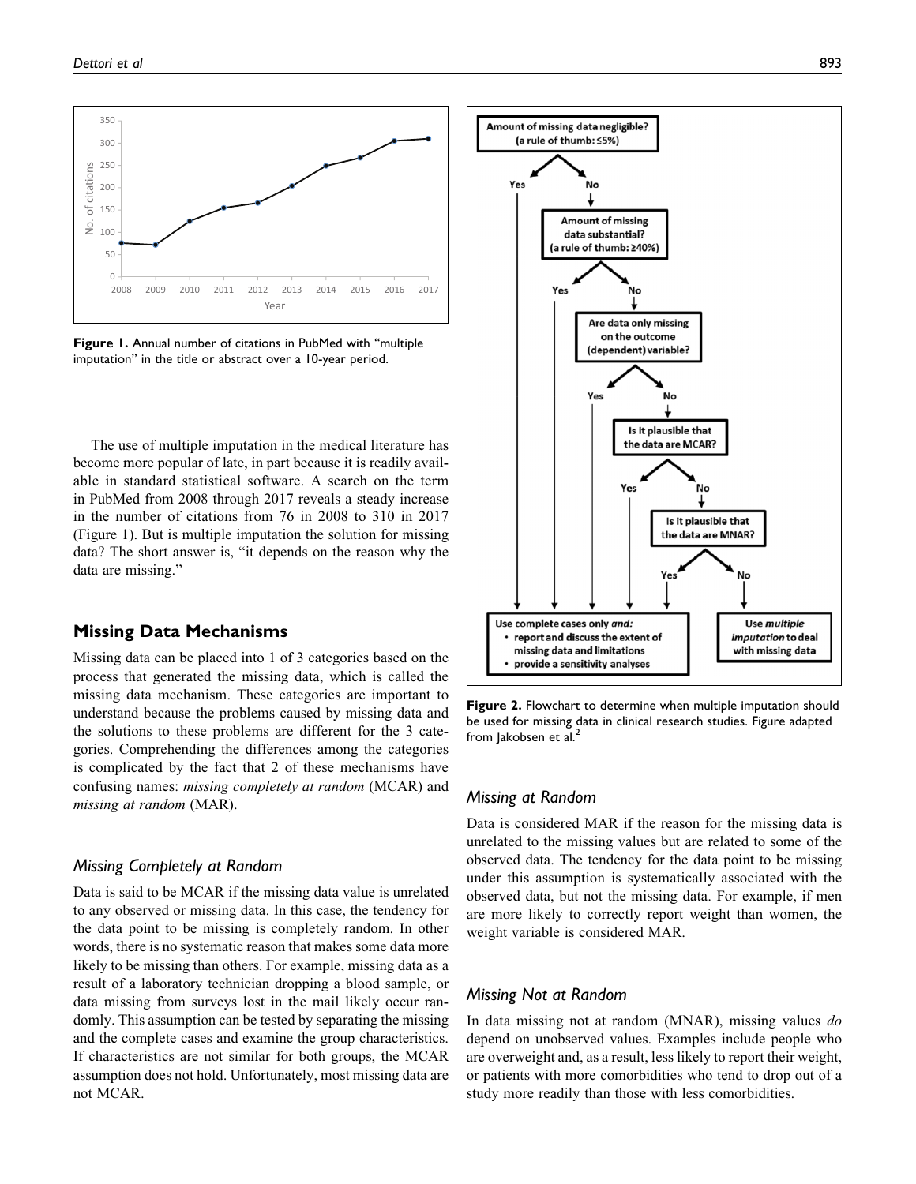350
300
250
200
150
100
50
0

No. of citations

2008 2009 2010 2011 2012 2013 2014 2015 2016 2017

Year

**Figure 1.** Annual number of citations in PubMed with "multiple imputation" in the title or abstract over a 10-year period.

The use of multiple imputation in the medical literature has become more popular of late, in part because it is readily available in standard statistical software. A search on the term in PubMed from 2008 through 2017 reveals a steady increase in the number of citations from 76 in 2008 to 310 in 2017 (Figure 1). But is multiple imputation the solution for missing data? The short answer is, "it depends on the reason why the data are missing."

## Missing Data Mechanisms

Missing data can be placed into 1 of 3 categories based on the process that generated the missing data, which is called the missing data mechanism. These categories are important to understand because the problems caused by missing data and the solutions to these problems are different for the 3 categories. Comprehending the differences among the categories is complicated by the fact that 2 of these mechanisms have confusing names: *missing completely at random* (MCAR) and *missing at random* (MAR).

### Missing Completely at Random

Data is said to be MCAR if the missing data value is unrelated to any observed or missing data. In this case, the tendency for the data point to be missing is completely random. In other words, there is no systematic reason that makes some data more likely to be missing than others. For example, missing data as a result of a laboratory technician dropping a blood sample, or data missing from surveys lost in the mail likely occur randomly. This assumption can be tested by separating the missing and the complete cases and examine the group characteristics. If characteristics are not similar for both groups, the MCAR assumption does not hold. Unfortunately, most missing data are not MCAR.

Amount of missing data negligible? (a rule of thumb: ≤5%)

Yes

No

Amount of missing data substantial? (a rule of thumb: ≥40%)

Yes

No

Are data only missing on the outcome (dependent) variable?

Yes

No

Is it plausible that the data are MCAR?

Yes

No

Is it plausible that the data are MNAR?

Yes

No

Use complete cases only *and:*
- report and discuss the extent of missing data and limitations
- provide a sensitivity analyses

Use *multiple imputation* to deal with missing data

**Figure 2.** Flowchart to determine when multiple imputation should be used for missing data in clinical research studies. Figure adapted from Jakobsen et al.[2]

### Missing at Random

Data is considered MAR if the reason for the missing data is unrelated to the missing values but are related to some of the observed data. The tendency for the data point to be missing under this assumption is systematically associated with the observed data, but not the missing data. For example, if men are more likely to correctly report weight than women, the weight variable is considered MAR.

### Missing Not at Random

In data missing not at random (MNAR), missing values *do* depend on unobserved values. Examples include people who are overweight and, as a result, less likely to report their weight, or patients with more comorbidities who tend to drop out of a study more readily than those with less comorbidities.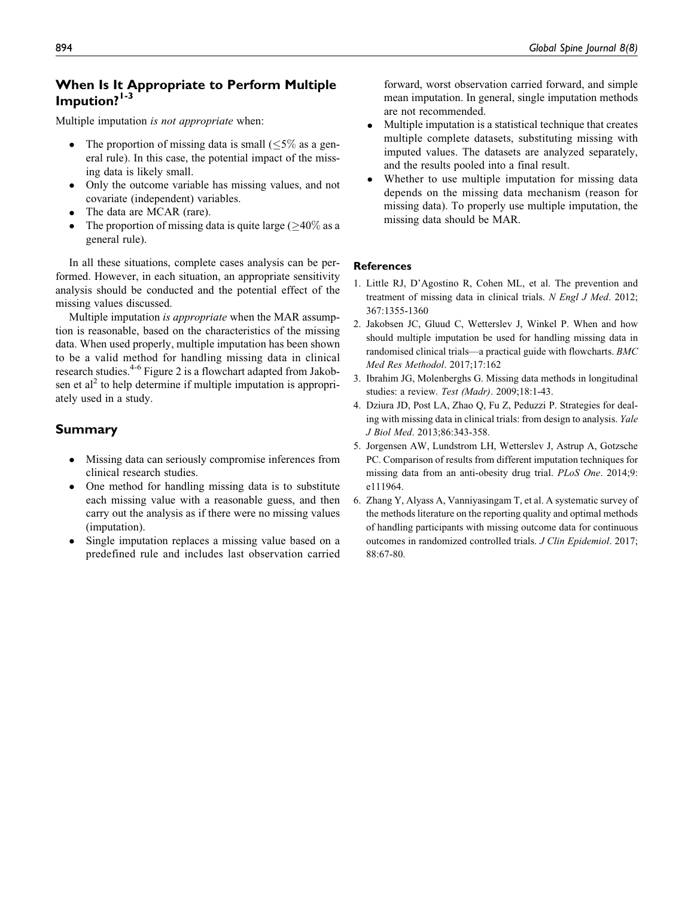## When Is It Appropriate to Perform Multiple Impution?[1-3]

Multiple imputation *is not appropriate* when:

- The proportion of missing data is small ($\leq 5\%$ as a general rule). In this case, the potential impact of the missing data is likely small.
- Only the outcome variable has missing values, and not covariate (independent) variables.
- The data are MCAR (rare).
- The proportion of missing data is quite large ($\geq 40\%$ as a general rule).

In all these situations, complete cases analysis can be performed. However, in each situation, an appropriate sensitivity analysis should be conducted and the potential effect of the missing values discussed.

Multiple imputation *is appropriate* when the MAR assumption is reasonable, based on the characteristics of the missing data. When used properly, multiple imputation has been shown to be a valid method for handling missing data in clinical research studies.[4-6] Figure 2 is a flowchart adapted from Jakobsen et al[2] to help determine if multiple imputation is appropriately used in a study.

## Summary

- Missing data can seriously compromise inferences from clinical research studies.
- One method for handling missing data is to substitute each missing value with a reasonable guess, and then carry out the analysis as if there were no missing values (imputation).
- Single imputation replaces a missing value based on a predefined rule and includes last observation carried forward, worst observation carried forward, and simple mean imputation. In general, single imputation methods are not recommended.
- Multiple imputation is a statistical technique that creates multiple complete datasets, substituting missing with imputed values. The datasets are analyzed separately, and the results pooled into a final result.
- Whether to use multiple imputation for missing data depends on the missing data mechanism (reason for missing data). To properly use multiple imputation, the missing data should be MAR.

### References

1. Little RJ, D'Agostino R, Cohen ML, et al. The prevention and treatment of missing data in clinical trials. *N Engl J Med*. 2012; 367:1355-1360
2. Jakobsen JC, Gluud C, Wetterslev J, Winkel P. When and how should multiple imputation be used for handling missing data in randomised clinical trials—a practical guide with flowcharts. *BMC Med Res Methodol*. 2017;17:162
3. Ibrahim JG, Molenberghs G. Missing data methods in longitudinal studies: a review. *Test (Madr)*. 2009;18:1-43.
4. Dziura JD, Post LA, Zhao Q, Fu Z, Peduzzi P. Strategies for dealing with missing data in clinical trials: from design to analysis. *Yale J Biol Med*. 2013;86:343-358.
5. Jorgensen AW, Lundstrom LH, Wetterslev J, Astrup A, Gotzsche PC. Comparison of results from different imputation techniques for missing data from an anti-obesity drug trial. *PLoS One*. 2014;9: e111964.
6. Zhang Y, Alyass A, Vanniyasingam T, et al. A systematic survey of the methods literature on the reporting quality and optimal methods of handling participants with missing outcome data for continuous outcomes in randomized controlled trials. *J Clin Epidemiol*. 2017; 88:67-80.